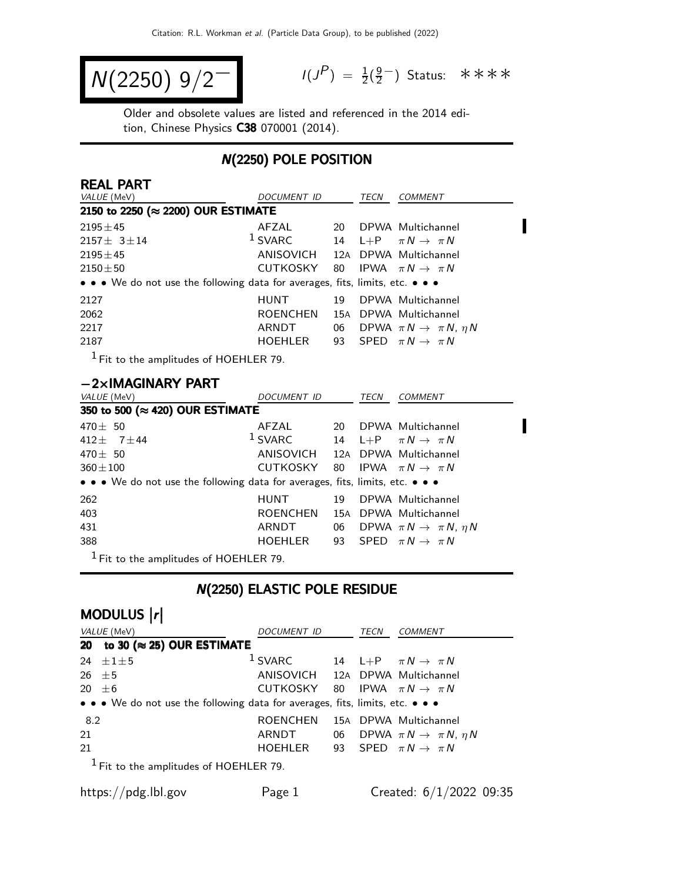# $N(2250)$ $9/2^-$

$I(J^P) = \frac{1}{2}(\frac{9}{2}^-)$ Status: ∗∗∗∗

Older and obsolete values are listed and referenced in the 2014 edition, Chinese Physics **C38** 070001 (2014).

## N(2250) POLE POSITION

### REAL PART

| VALUE (MeV) | DOCUMENT ID | | TECN | COMMENT |
|---|---|---|---|---|
| **2150 to 2250 (≈ 2200) OUR ESTIMATE** | | | | |
| 2195±45 | AFZAL | 20 | DPWA | Multichannel |
| 2157± 3±14 | [1] SVARC | 14 | L+P | $\pi N \to \pi N$ |
| 2195±45 | ANISOVICH | 12A | DPWA | Multichannel |
| 2150±50 | CUTKOSKY | 80 | IPWA | $\pi N \to \pi N$ |
| • • • We do not use the following data for averages, fits, limits, etc. • • • | | | | |
| 2127 | HUNT | 19 | DPWA | Multichannel |
| 2062 | ROENCHEN | 15A | DPWA | Multichannel |
| 2217 | ARNDT | 06 | DPWA | $\pi N \to \pi N$, $\eta N$ |
| 2187 | HOEHLER | 93 | SPED | $\pi N \to \pi N$ |

[1] Fit to the amplitudes of HOEHLER 79.

### −2×IMAGINARY PART

| VALUE (MeV) | DOCUMENT ID | | TECN | COMMENT |
|---|---|---|---|---|
| **350 to 500 (≈ 420) OUR ESTIMATE** | | | | |
| 470± 50 | AFZAL | 20 | DPWA | Multichannel |
| 412± 7±44 | [1] SVARC | 14 | L+P | $\pi N \to \pi N$ |
| 470± 50 | ANISOVICH | 12A | DPWA | Multichannel |
| 360±100 | CUTKOSKY | 80 | IPWA | $\pi N \to \pi N$ |
| • • • We do not use the following data for averages, fits, limits, etc. • • • | | | | |
| 262 | HUNT | 19 | DPWA | Multichannel |
| 403 | ROENCHEN | 15A | DPWA | Multichannel |
| 431 | ARNDT | 06 | DPWA | $\pi N \to \pi N$, $\eta N$ |
| 388 | HOEHLER | 93 | SPED | $\pi N \to \pi N$ |

[1] Fit to the amplitudes of HOEHLER 79.

## N(2250) ELASTIC POLE RESIDUE

### MODULUS $|r|$

| VALUE (MeV) | DOCUMENT ID | | TECN | COMMENT |
|---|---|---|---|---|
| **20 to 30 (≈ 25) OUR ESTIMATE** | | | | |
| 24 ±1±5 | [1] SVARC | 14 | L+P | $\pi N \to \pi N$ |
| 26 ±5 | ANISOVICH | 12A | DPWA | Multichannel |
| 20 ±6 | CUTKOSKY | 80 | IPWA | $\pi N \to \pi N$ |
| • • • We do not use the following data for averages, fits, limits, etc. • • • | | | | |
| 8.2 | ROENCHEN | 15A | DPWA | Multichannel |
| 21 | ARNDT | 06 | DPWA | $\pi N \to \pi N$, $\eta N$ |
| 21 | HOEHLER | 93 | SPED | $\pi N \to \pi N$ |

[1] Fit to the amplitudes of HOEHLER 79.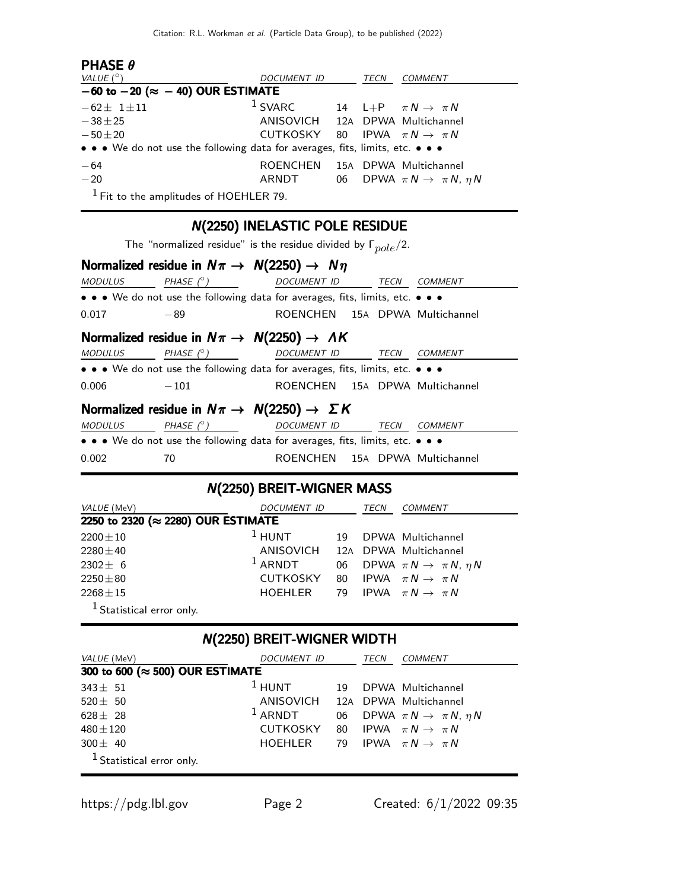### PHASE $\theta$

| VALUE (°) | DOCUMENT ID | | TECN | COMMENT |
|---|---|---|---|---|
| **−60 to −20 (≈ − 40) OUR ESTIMATE** | | | | |
| $-62\pm 1\pm 11$ | [1] SVARC | 14 | L+P | $\pi N \to \pi N$ |
| $-38\pm 25$ | ANISOVICH | 12A | DPWA | Multichannel |
| $-50\pm 20$ | CUTKOSKY | 80 | IPWA | $\pi N \to \pi N$ |
| • • • We do not use the following data for averages, fits, limits, etc. • • • | | | | |
| $-64$ | ROENCHEN | 15A | DPWA | Multichannel |
| $-20$ | ARNDT | 06 | DPWA | $\pi N \to \pi N$, $\eta N$ |

[1] Fit to the amplitudes of HOEHLER 79.

## N(2250) INELASTIC POLE RESIDUE

The "normalized residue" is the residue divided by $\Gamma_{pole}/2$.

### Normalized residue in $N\pi \to N(2250) \to N\eta$

| MODULUS | PHASE (°) | DOCUMENT ID | | TECN | COMMENT |
|---|---|---|---|---|---|
| • • • We do not use the following data for averages, fits, limits, etc. • • • | | | | | |
| 0.017 | $-89$ | ROENCHEN | 15A | DPWA | Multichannel |

### Normalized residue in $N\pi \to N(2250) \to \Lambda K$

| MODULUS | PHASE (°) | DOCUMENT ID | | TECN | COMMENT |
|---|---|---|---|---|---|
| • • • We do not use the following data for averages, fits, limits, etc. • • • | | | | | |
| 0.006 | $-101$ | ROENCHEN | 15A | DPWA | Multichannel |

### Normalized residue in $N\pi \to N(2250) \to \Sigma K$

| MODULUS | PHASE (°) | DOCUMENT ID | | TECN | COMMENT |
|---|---|---|---|---|---|
| • • • We do not use the following data for averages, fits, limits, etc. • • • | | | | | |
| 0.002 | 70 | ROENCHEN | 15A | DPWA | Multichannel |

## N(2250) BREIT-WIGNER MASS

| VALUE (MeV) | DOCUMENT ID | | TECN | COMMENT |
|---|---|---|---|---|
| **2250 to 2320 (≈ 2280) OUR ESTIMATE** | | | | |
| $2200\pm 10$ | [1] HUNT | 19 | DPWA | Multichannel |
| $2280\pm 40$ | ANISOVICH | 12A | DPWA | Multichannel |
| $2302\pm 6$ | [1] ARNDT | 06 | DPWA | $\pi N \to \pi N$, $\eta N$ |
| $2250\pm 80$ | CUTKOSKY | 80 | IPWA | $\pi N \to \pi N$ |
| $2268\pm 15$ | HOEHLER | 79 | IPWA | $\pi N \to \pi N$ |

[1] Statistical error only.

## N(2250) BREIT-WIGNER WIDTH

| VALUE (MeV) | DOCUMENT ID | | TECN | COMMENT |
|---|---|---|---|---|
| **300 to 600 (≈ 500) OUR ESTIMATE** | | | | |
| $343\pm 51$ | [1] HUNT | 19 | DPWA | Multichannel |
| $520\pm 50$ | ANISOVICH | 12A | DPWA | Multichannel |
| $628\pm 28$ | [1] ARNDT | 06 | DPWA | $\pi N \to \pi N$, $\eta N$ |
| $480\pm 120$ | CUTKOSKY | 80 | IPWA | $\pi N \to \pi N$ |
| $300\pm 40$ | HOEHLER | 79 | IPWA | $\pi N \to \pi N$ |

[1] Statistical error only.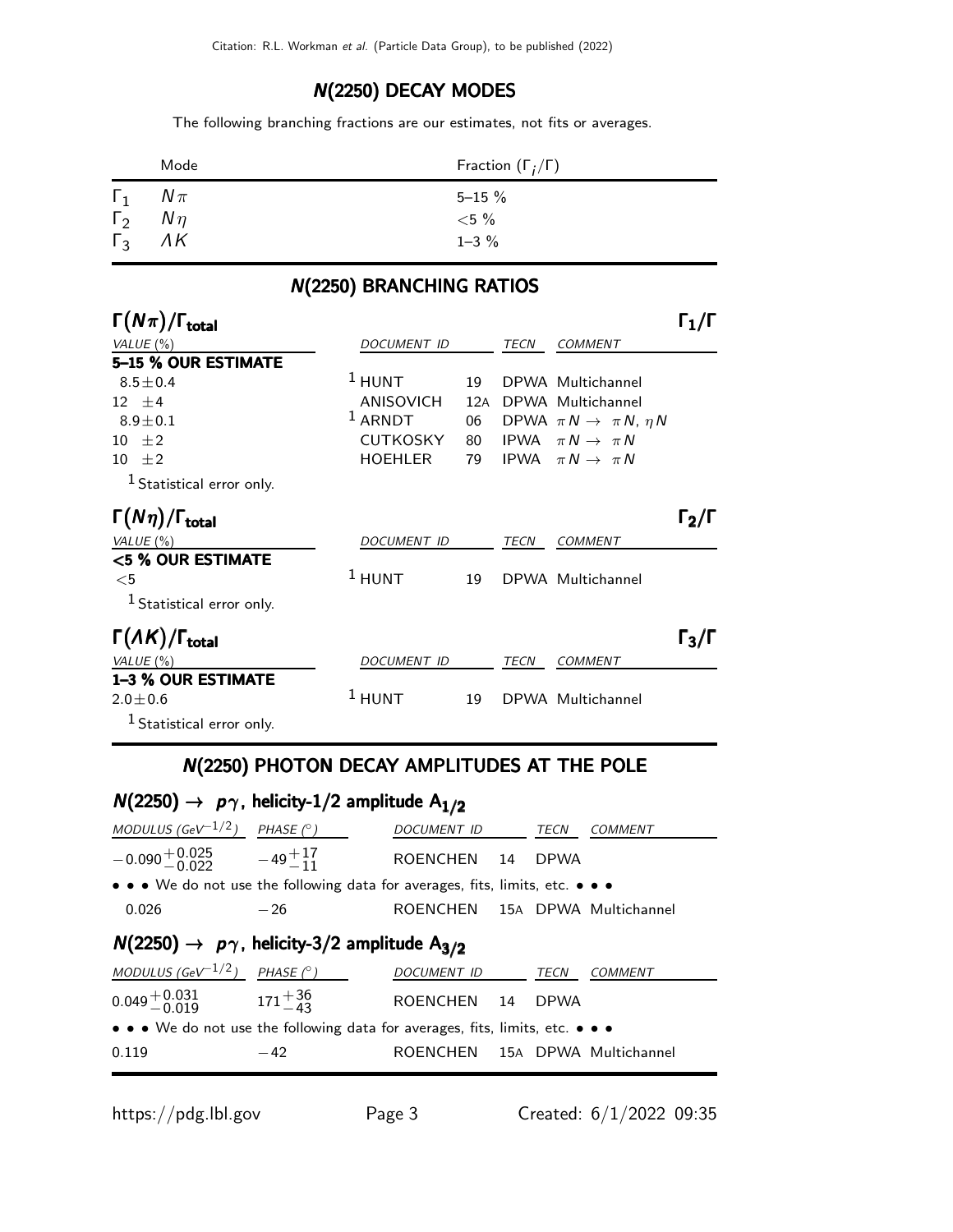## N(2250) DECAY MODES

The following branching fractions are our estimates, not fits or averages.

| | Mode | Fraction ($\Gamma_i/\Gamma$) |
|---|---|---|
| $\Gamma_1$ | $N\pi$ | 5–15 % |
| $\Gamma_2$ | $N\eta$ | <5 % |
| $\Gamma_3$ | $\Lambda K$ | 1–3 % |

## N(2250) BRANCHING RATIOS

### $\Gamma(N\pi)/\Gamma_{total}$ — $\Gamma_1/\Gamma$

| VALUE (%) | DOCUMENT ID | | TECN | COMMENT |
|---|---|---|---|---|
| **5–15 % OUR ESTIMATE** | | | | |
| $8.5\pm0.4$ | [1] HUNT | 19 | DPWA | Multichannel |
| $12\ \pm4$ | ANISOVICH | 12A | DPWA | Multichannel |
| $8.9\pm0.1$ | [1] ARNDT | 06 | DPWA | $\pi N \to \pi N$, $\eta N$ |
| $10\ \pm2$ | CUTKOSKY | 80 | IPWA | $\pi N \to \pi N$ |
| $10\ \pm2$ | HOEHLER | 79 | IPWA | $\pi N \to \pi N$ |

[1] Statistical error only.

### $\Gamma(N\eta)/\Gamma_{total}$ — $\Gamma_2/\Gamma$

| VALUE (%) | DOCUMENT ID | | TECN | COMMENT |
|---|---|---|---|---|
| **<5 % OUR ESTIMATE** | | | | |
| <5 | [1] HUNT | 19 | DPWA | Multichannel |

[1] Statistical error only.

### $\Gamma(\Lambda K)/\Gamma_{total}$ — $\Gamma_3/\Gamma$

| VALUE (%) | DOCUMENT ID | | TECN | COMMENT |
|---|---|---|---|---|
| **1–3 % OUR ESTIMATE** | | | | |
| $2.0\pm0.6$ | [1] HUNT | 19 | DPWA | Multichannel |

[1] Statistical error only.

## N(2250) PHOTON DECAY AMPLITUDES AT THE POLE

### $N(2250) \to p\gamma$, helicity-1/2 amplitude $A_{1/2}$

| MODULUS (GeV$^{-1/2}$) | PHASE (°) | DOCUMENT ID | | TECN | COMMENT |
|---|---|---|---|---|---|
| $-0.090^{+0.025}_{-0.022}$ | $-49^{+17}_{-11}$ | ROENCHEN | 14 | DPWA | |
| • • • We do not use the following data for averages, fits, limits, etc. • • • | | | | | |
| 0.026 | $-26$ | ROENCHEN | 15A | DPWA | Multichannel |

### $N(2250) \to p\gamma$, helicity-3/2 amplitude $A_{3/2}$

| MODULUS (GeV$^{-1/2}$) | PHASE (°) | DOCUMENT ID | | TECN | COMMENT |
|---|---|---|---|---|---|
| $0.049^{+0.031}_{-0.019}$ | $171^{+36}_{-43}$ | ROENCHEN | 14 | DPWA | |
| • • • We do not use the following data for averages, fits, limits, etc. • • • | | | | | |
| 0.119 | $-42$ | ROENCHEN | 15A | DPWA | Multichannel |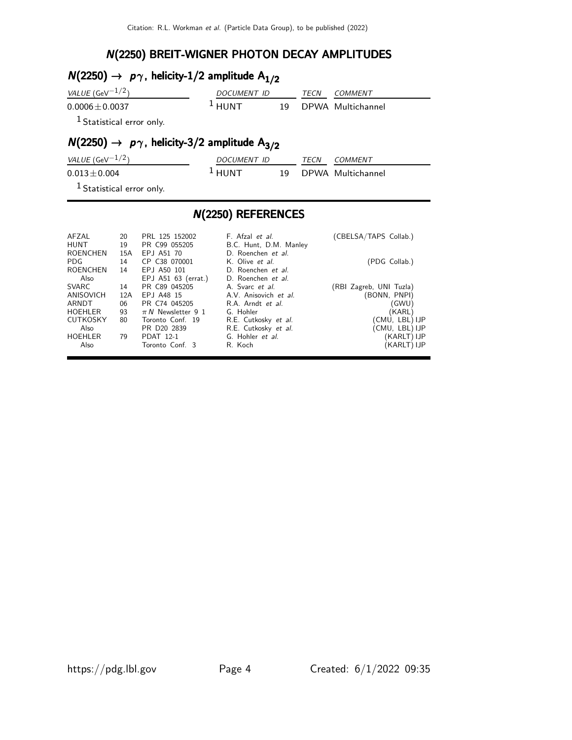## N(2250) BREIT-WIGNER PHOTON DECAY AMPLITUDES

### $N(2250) \rightarrow p\gamma$, helicity-1/2 amplitude $A_{1/2}$

| VALUE ($GeV^{-1/2}$) | DOCUMENT ID | | TECN | COMMENT |
|---|---|---|---|---|
| $0.0006 \pm 0.0037$ | [1] HUNT | 19 | DPWA | Multichannel |

[1] Statistical error only.

### $N(2250) \rightarrow p\gamma$, helicity-3/2 amplitude $A_{3/2}$

| VALUE ($GeV^{-1/2}$) | DOCUMENT ID | | TECN | COMMENT |
|---|---|---|---|---|
| $0.013 \pm 0.004$ | [1] HUNT | 19 | DPWA | Multichannel |

[1] Statistical error only.

## N(2250) REFERENCES

| | | | | |
|---|---|---|---|---|
| AFZAL | 20 | PRL 125 152002 | F. Afzal *et al.* | (CBELSA/TAPS Collab.) |
| HUNT | 19 | PR C99 055205 | B.C. Hunt, D.M. Manley | |
| ROENCHEN | 15A | EPJ A51 70 | D. Roenchen *et al.* | |
| PDG | 14 | CP C38 070001 | K. Olive *et al.* | (PDG Collab.) |
| ROENCHEN | 14 | EPJ A50 101 | D. Roenchen *et al.* | |
| Also | | EPJ A51 63 (errat.) | D. Roenchen *et al.* | |
| SVARC | 14 | PR C89 045205 | A. Svarc *et al.* | (RBI Zagreb, UNI Tuzla) |
| ANISOVICH | 12A | EPJ A48 15 | A.V. Anisovich *et al.* | (BONN, PNPI) |
| ARNDT | 06 | PR C74 045205 | R.A. Arndt *et al.* | (GWU) |
| HOEHLER | 93 | $\pi N$ Newsletter 9 1 | G. Hohler | (KARL) |
| CUTKOSKY | 80 | Toronto Conf. 19 | R.E. Cutkosky *et al.* | (CMU, LBL) IJP |
| Also | | PR D20 2839 | R.E. Cutkosky *et al.* | (CMU, LBL) IJP |
| HOEHLER | 79 | PDAT 12-1 | G. Hohler *et al.* | (KARLT) IJP |
| Also | | Toronto Conf. 3 | R. Koch | (KARLT) IJP |